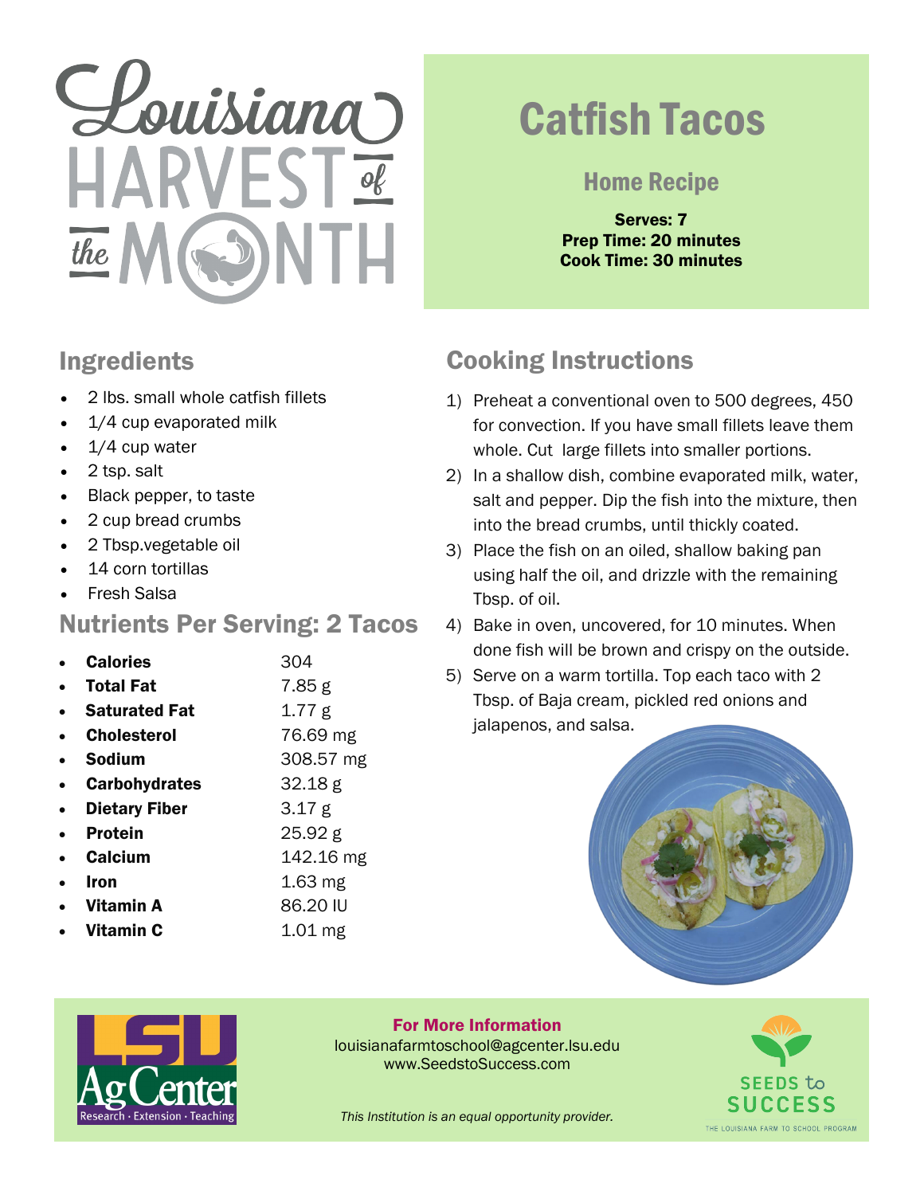# Louisiana Harvest of the Month

# Catfish Tacos

## Home Recipe

**Serves: 7**
**Prep Time: 20 minutes**
**Cook Time: 30 minutes**

## Ingredients

- 2 lbs. small whole catfish fillets
- 1/4 cup evaporated milk
- 1/4 cup water
- 2 tsp. salt
- Black pepper, to taste
- 2 cup bread crumbs
- 2 Tbsp.vegetable oil
- 14 corn tortillas
- Fresh Salsa

## Nutrients Per Serving: 2 Tacos

| Nutrient | Amount |
|---|---|
| **Calories** | 304 |
| **Total Fat** | 7.85 g |
| **Saturated Fat** | 1.77 g |
| **Cholesterol** | 76.69 mg |
| **Sodium** | 308.57 mg |
| **Carbohydrates** | 32.18 g |
| **Dietary Fiber** | 3.17 g |
| **Protein** | 25.92 g |
| **Calcium** | 142.16 mg |
| **Iron** | 1.63 mg |
| **Vitamin A** | 86.20 IU |
| **Vitamin C** | 1.01 mg |

## Cooking Instructions

1) Preheat a conventional oven to 500 degrees, 450 for convection. If you have small fillets leave them whole. Cut large fillets into smaller portions.
2) In a shallow dish, combine evaporated milk, water, salt and pepper. Dip the fish into the mixture, then into the bread crumbs, until thickly coated.
3) Place the fish on an oiled, shallow baking pan using half the oil, and drizzle with the remaining Tbsp. of oil.
4) Bake in oven, uncovered, for 10 minutes. When done fish will be brown and crispy on the outside.
5) Serve on a warm tortilla. Top each taco with 2 Tbsp. of Baja cream, pickled red onions and jalapenos, and salsa.

**For More Information**
louisianafarmtoschool@agcenter.lsu.edu
www.SeedstoSuccess.com

*This Institution is an equal opportunity provider.*

LSU AgCenter — Research · Extension · Teaching

Seeds to Success — The Louisiana Farm to School Program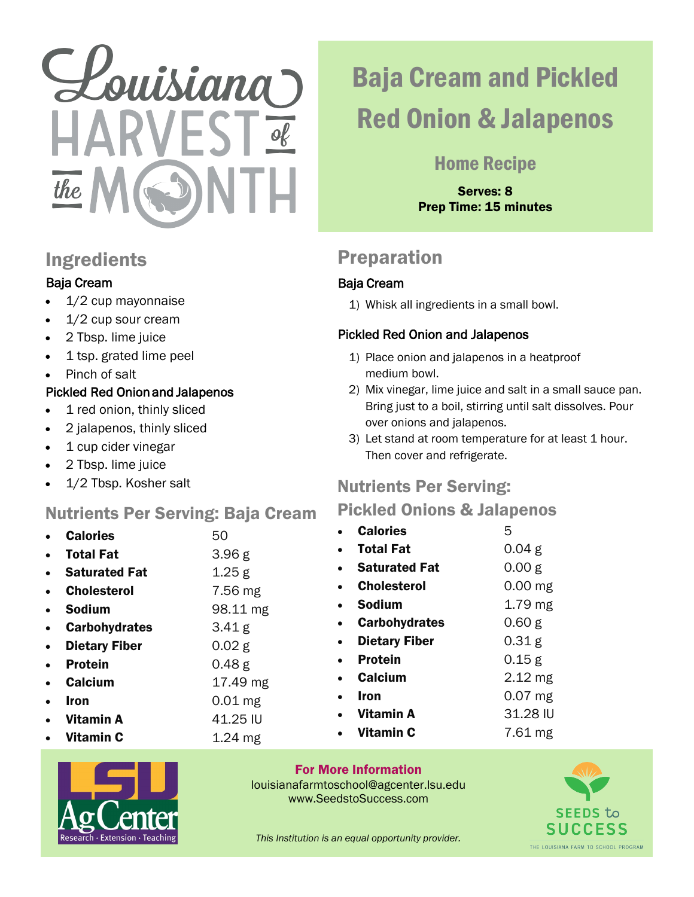Louisiana HARVEST of the MONTH

# Baja Cream and Pickled Red Onion & Jalapenos

## Home Recipe

**Serves: 8**
**Prep Time: 15 minutes**

## Ingredients

### Baja Cream

- 1/2 cup mayonnaise
- 1/2 cup sour cream
- 2 Tbsp. lime juice
- 1 tsp. grated lime peel
- Pinch of salt

### Pickled Red Onion and Jalapenos

- 1 red onion, thinly sliced
- 2 jalapenos, thinly sliced
- 1 cup cider vinegar
- 2 Tbsp. lime juice
- 1/2 Tbsp. Kosher salt

## Nutrients Per Serving: Baja Cream

- **Calories** 50
- **Total Fat** 3.96 g
- **Saturated Fat** 1.25 g
- **Cholesterol** 7.56 mg
- **Sodium** 98.11 mg
- **Carbohydrates** 3.41 g
- **Dietary Fiber** 0.02 g
- **Protein** 0.48 g
- **Calcium** 17.49 mg
- **Iron** 0.01 mg
- **Vitamin A** 41.25 IU
- **Vitamin C** 1.24 mg

## Preparation

### Baja Cream

1) Whisk all ingredients in a small bowl.

### Pickled Red Onion and Jalapenos

1) Place onion and jalapenos in a heatproof medium bowl.
2) Mix vinegar, lime juice and salt in a small sauce pan. Bring just to a boil, stirring until salt dissolves. Pour over onions and jalapenos.
3) Let stand at room temperature for at least 1 hour. Then cover and refrigerate.

## Nutrients Per Serving: Pickled Onions & Jalapenos

- **Calories** 5
- **Total Fat** 0.04 g
- **Saturated Fat** 0.00 g
- **Cholesterol** 0.00 mg
- **Sodium** 1.79 mg
- **Carbohydrates** 0.60 g
- **Dietary Fiber** 0.31 g
- **Protein** 0.15 g
- **Calcium** 2.12 mg
- **Iron** 0.07 mg
- **Vitamin A** 31.28 IU
- **Vitamin C** 7.61 mg

LSU AgCenter Research · Extension · Teaching

**For More Information**
louisianafarmtoschool@agcenter.lsu.edu
www.SeedstoSuccess.com

*This Institution is an equal opportunity provider.*

SEEDS to SUCCESS
THE LOUISIANA FARM TO SCHOOL PROGRAM